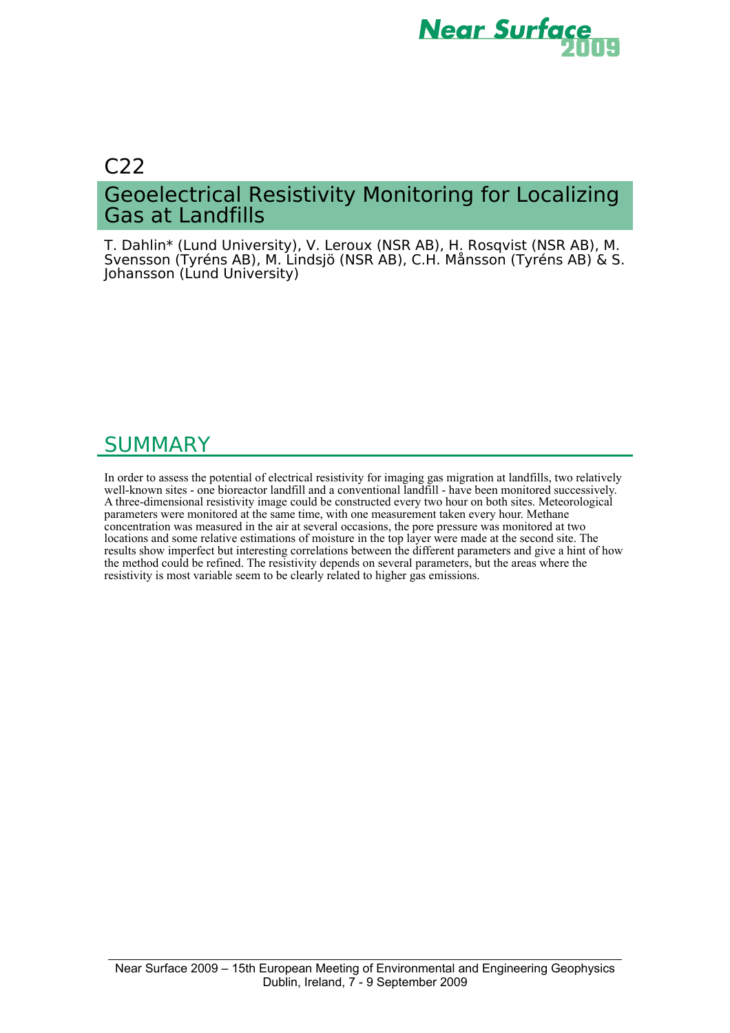C22

# Geoelectrical Resistivity Monitoring for Localizing Gas at Landfills

T. Dahlin* (Lund University), V. Leroux (NSR AB), H. Rosqvist (NSR AB), M. Svensson (Tyréns AB), M. Lindsjö (NSR AB), C.H. Månsson (Tyréns AB) & S. Johansson (Lund University)

## SUMMARY

In order to assess the potential of electrical resistivity for imaging gas migration at landfills, two relatively well-known sites - one bioreactor landfill and a conventional landfill - have been monitored successively. A three-dimensional resistivity image could be constructed every two hour on both sites. Meteorological parameters were monitored at the same time, with one measurement taken every hour. Methane concentration was measured in the air at several occasions, the pore pressure was monitored at two locations and some relative estimations of moisture in the top layer were made at the second site. The results show imperfect but interesting correlations between the different parameters and give a hint of how the method could be refined. The resistivity depends on several parameters, but the areas where the resistivity is most variable seem to be clearly related to higher gas emissions.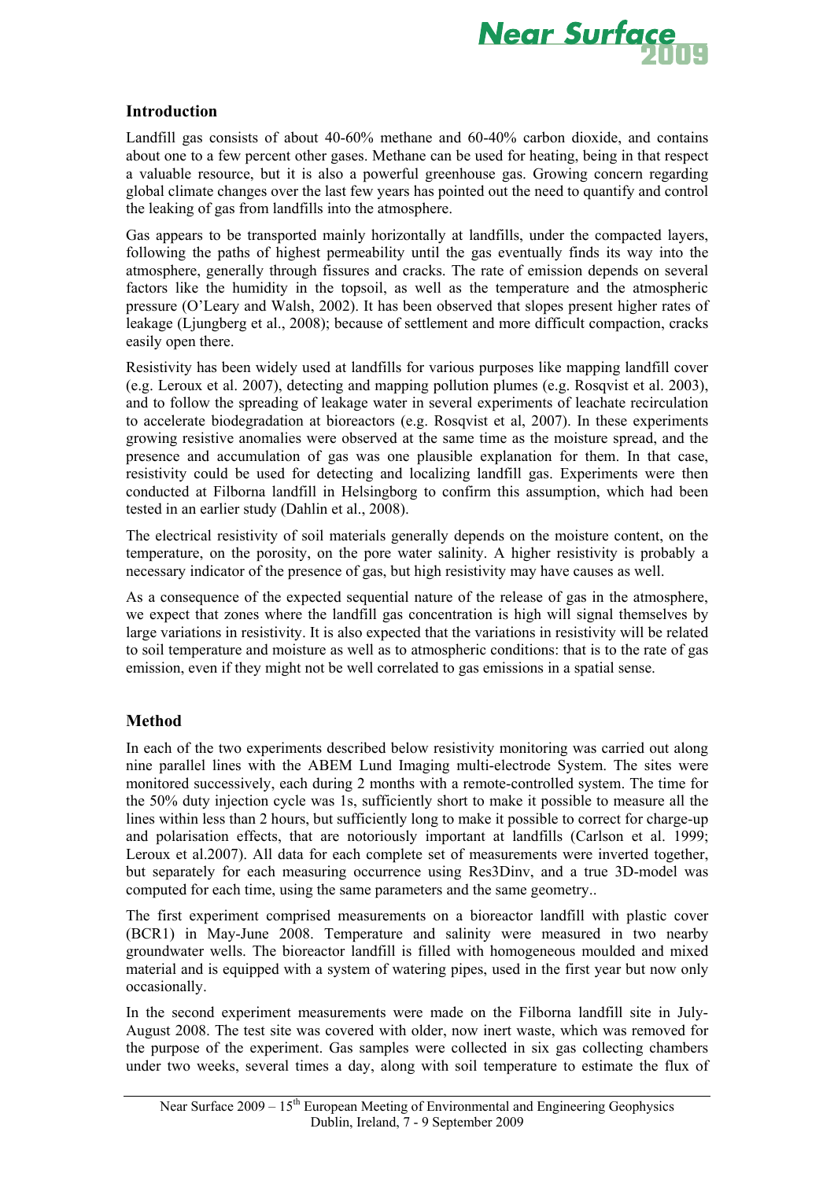## Introduction

Landfill gas consists of about 40-60% methane and 60-40% carbon dioxide, and contains about one to a few percent other gases. Methane can be used for heating, being in that respect a valuable resource, but it is also a powerful greenhouse gas. Growing concern regarding global climate changes over the last few years has pointed out the need to quantify and control the leaking of gas from landfills into the atmosphere.

Gas appears to be transported mainly horizontally at landfills, under the compacted layers, following the paths of highest permeability until the gas eventually finds its way into the atmosphere, generally through fissures and cracks. The rate of emission depends on several factors like the humidity in the topsoil, as well as the temperature and the atmospheric pressure (O'Leary and Walsh, 2002). It has been observed that slopes present higher rates of leakage (Ljungberg et al., 2008); because of settlement and more difficult compaction, cracks easily open there.

Resistivity has been widely used at landfills for various purposes like mapping landfill cover (e.g. Leroux et al. 2007), detecting and mapping pollution plumes (e.g. Rosqvist et al. 2003), and to follow the spreading of leakage water in several experiments of leachate recirculation to accelerate biodegradation at bioreactors (e.g. Rosqvist et al, 2007). In these experiments growing resistive anomalies were observed at the same time as the moisture spread, and the presence and accumulation of gas was one plausible explanation for them. In that case, resistivity could be used for detecting and localizing landfill gas. Experiments were then conducted at Filborna landfill in Helsingborg to confirm this assumption, which had been tested in an earlier study (Dahlin et al., 2008).

The electrical resistivity of soil materials generally depends on the moisture content, on the temperature, on the porosity, on the pore water salinity. A higher resistivity is probably a necessary indicator of the presence of gas, but high resistivity may have causes as well.

As a consequence of the expected sequential nature of the release of gas in the atmosphere, we expect that zones where the landfill gas concentration is high will signal themselves by large variations in resistivity. It is also expected that the variations in resistivity will be related to soil temperature and moisture as well as to atmospheric conditions: that is to the rate of gas emission, even if they might not be well correlated to gas emissions in a spatial sense.

## Method

In each of the two experiments described below resistivity monitoring was carried out along nine parallel lines with the ABEM Lund Imaging multi-electrode System. The sites were monitored successively, each during 2 months with a remote-controlled system. The time for the 50% duty injection cycle was 1s, sufficiently short to make it possible to measure all the lines within less than 2 hours, but sufficiently long to make it possible to correct for charge-up and polarisation effects, that are notoriously important at landfills (Carlson et al. 1999; Leroux et al.2007). All data for each complete set of measurements were inverted together, but separately for each measuring occurrence using Res3Dinv, and a true 3D-model was computed for each time, using the same parameters and the same geometry..

The first experiment comprised measurements on a bioreactor landfill with plastic cover (BCR1) in May-June 2008. Temperature and salinity were measured in two nearby groundwater wells. The bioreactor landfill is filled with homogeneous moulded and mixed material and is equipped with a system of watering pipes, used in the first year but now only occasionally.

In the second experiment measurements were made on the Filborna landfill site in July-August 2008. The test site was covered with older, now inert waste, which was removed for the purpose of the experiment. Gas samples were collected in six gas collecting chambers under two weeks, several times a day, along with soil temperature to estimate the flux of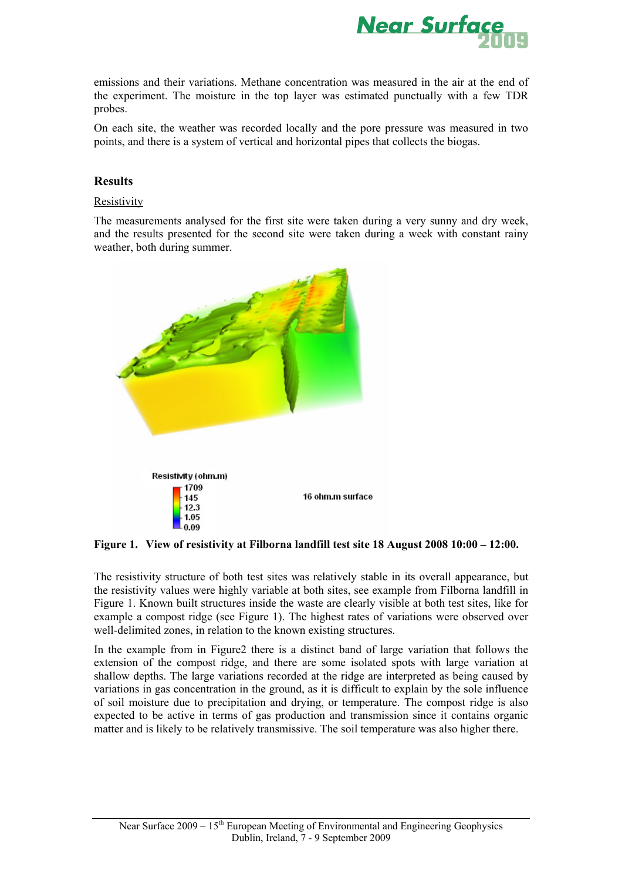emissions and their variations. Methane concentration was measured in the air at the end of the experiment. The moisture in the top layer was estimated punctually with a few TDR probes.

On each site, the weather was recorded locally and the pore pressure was measured in two points, and there is a system of vertical and horizontal pipes that collects the biogas.

## Results

Resistivity

The measurements analysed for the first site were taken during a very sunny and dry week, and the results presented for the second site were taken during a week with constant rainy weather, both during summer.

**Figure 1. View of resistivity at Filborna landfill test site 18 August 2008 10:00 – 12:00.**

The resistivity structure of both test sites was relatively stable in its overall appearance, but the resistivity values were highly variable at both sites, see example from Filborna landfill in Figure 1. Known built structures inside the waste are clearly visible at both test sites, like for example a compost ridge (see Figure 1). The highest rates of variations were observed over well-delimited zones, in relation to the known existing structures.

In the example from in Figure2 there is a distinct band of large variation that follows the extension of the compost ridge, and there are some isolated spots with large variation at shallow depths. The large variations recorded at the ridge are interpreted as being caused by variations in gas concentration in the ground, as it is difficult to explain by the sole influence of soil moisture due to precipitation and drying, or temperature. The compost ridge is also expected to be active in terms of gas production and transmission since it contains organic matter and is likely to be relatively transmissive. The soil temperature was also higher there.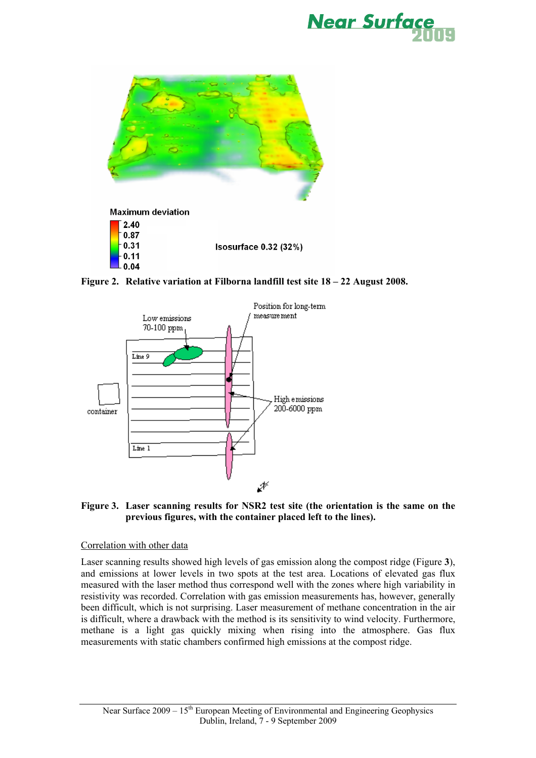Figure 2. Relative variation at Filborna landfill test site 18 – 22 August 2008.

Figure 3. Laser scanning results for NSR2 test site (the orientation is the same on the previous figures, with the container placed left to the lines).

## Correlation with other data

Laser scanning results showed high levels of gas emission along the compost ridge (Figure **3**), and emissions at lower levels in two spots at the test area. Locations of elevated gas flux measured with the laser method thus correspond well with the zones where high variability in resistivity was recorded. Correlation with gas emission measurements has, however, generally been difficult, which is not surprising. Laser measurement of methane concentration in the air is difficult, where a drawback with the method is its sensitivity to wind velocity. Furthermore, methane is a light gas quickly mixing when rising into the atmosphere. Gas flux measurements with static chambers confirmed high emissions at the compost ridge.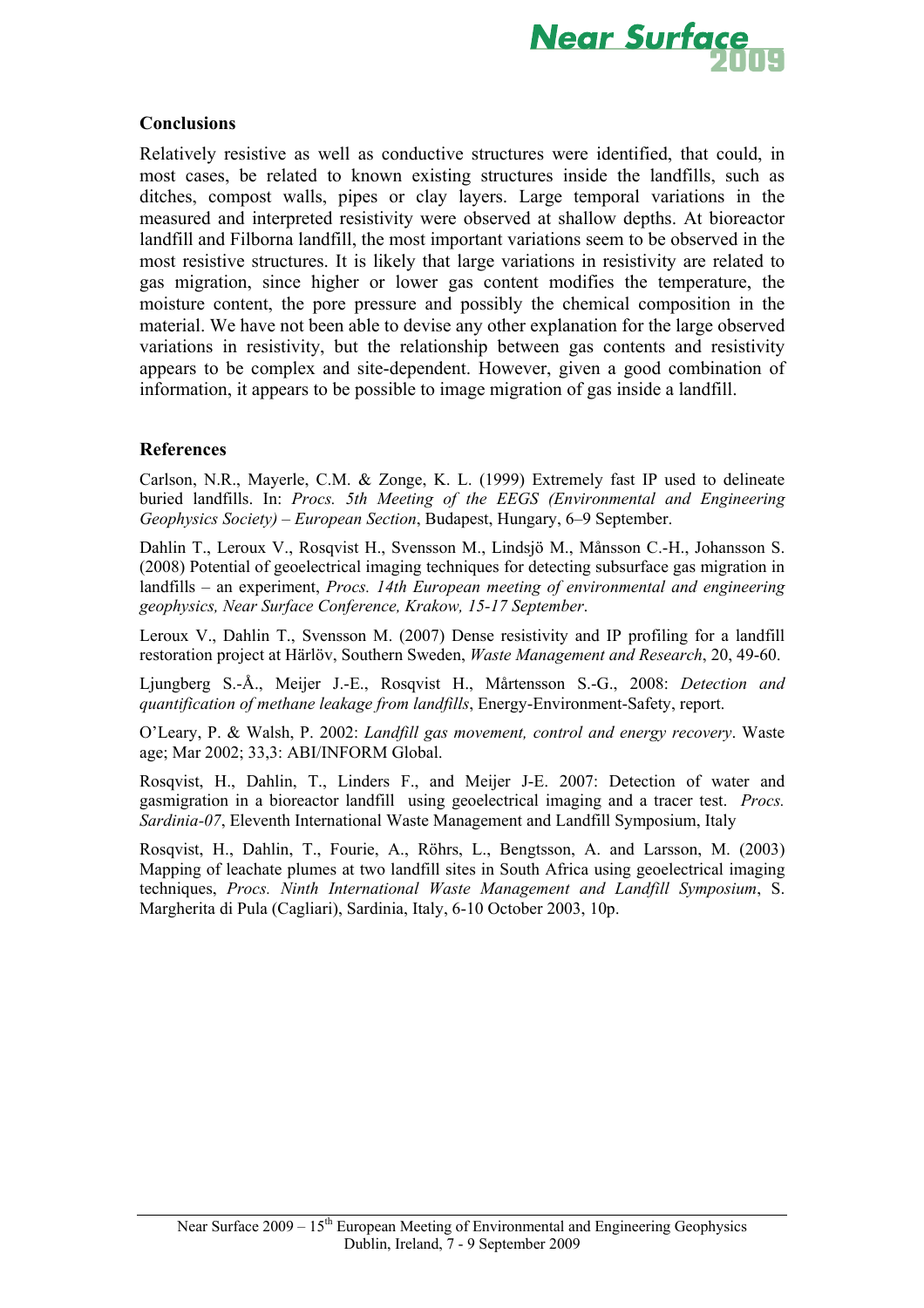## Conclusions

Relatively resistive as well as conductive structures were identified, that could, in most cases, be related to known existing structures inside the landfills, such as ditches, compost walls, pipes or clay layers. Large temporal variations in the measured and interpreted resistivity were observed at shallow depths. At bioreactor landfill and Filborna landfill, the most important variations seem to be observed in the most resistive structures. It is likely that large variations in resistivity are related to gas migration, since higher or lower gas content modifies the temperature, the moisture content, the pore pressure and possibly the chemical composition in the material. We have not been able to devise any other explanation for the large observed variations in resistivity, but the relationship between gas contents and resistivity appears to be complex and site-dependent. However, given a good combination of information, it appears to be possible to image migration of gas inside a landfill.

## References

Carlson, N.R., Mayerle, C.M. & Zonge, K. L. (1999) Extremely fast IP used to delineate buried landfills. In: *Procs. 5th Meeting of the EEGS (Environmental and Engineering Geophysics Society) – European Section*, Budapest, Hungary, 6–9 September.

Dahlin T., Leroux V., Rosqvist H., Svensson M., Lindsjö M., Månsson C.-H., Johansson S. (2008) Potential of geoelectrical imaging techniques for detecting subsurface gas migration in landfills – an experiment, *Procs. 14th European meeting of environmental and engineering geophysics, Near Surface Conference, Krakow, 15-17 September*.

Leroux V., Dahlin T., Svensson M. (2007) Dense resistivity and IP profiling for a landfill restoration project at Härlöv, Southern Sweden, *Waste Management and Research*, 20, 49-60.

Ljungberg S.-Å., Meijer J.-E., Rosqvist H., Mårtensson S.-G., 2008: *Detection and quantification of methane leakage from landfills*, Energy-Environment-Safety, report.

O'Leary, P. & Walsh, P. 2002: *Landfill gas movement, control and energy recovery*. Waste age; Mar 2002; 33,3: ABI/INFORM Global.

Rosqvist, H., Dahlin, T., Linders F., and Meijer J-E. 2007: Detection of water and gasmigration in a bioreactor landfill using geoelectrical imaging and a tracer test. *Procs. Sardinia-07*, Eleventh International Waste Management and Landfill Symposium, Italy

Rosqvist, H., Dahlin, T., Fourie, A., Röhrs, L., Bengtsson, A. and Larsson, M. (2003) Mapping of leachate plumes at two landfill sites in South Africa using geoelectrical imaging techniques, *Procs. Ninth International Waste Management and Landfill Symposium*, S. Margherita di Pula (Cagliari), Sardinia, Italy, 6-10 October 2003, 10p.